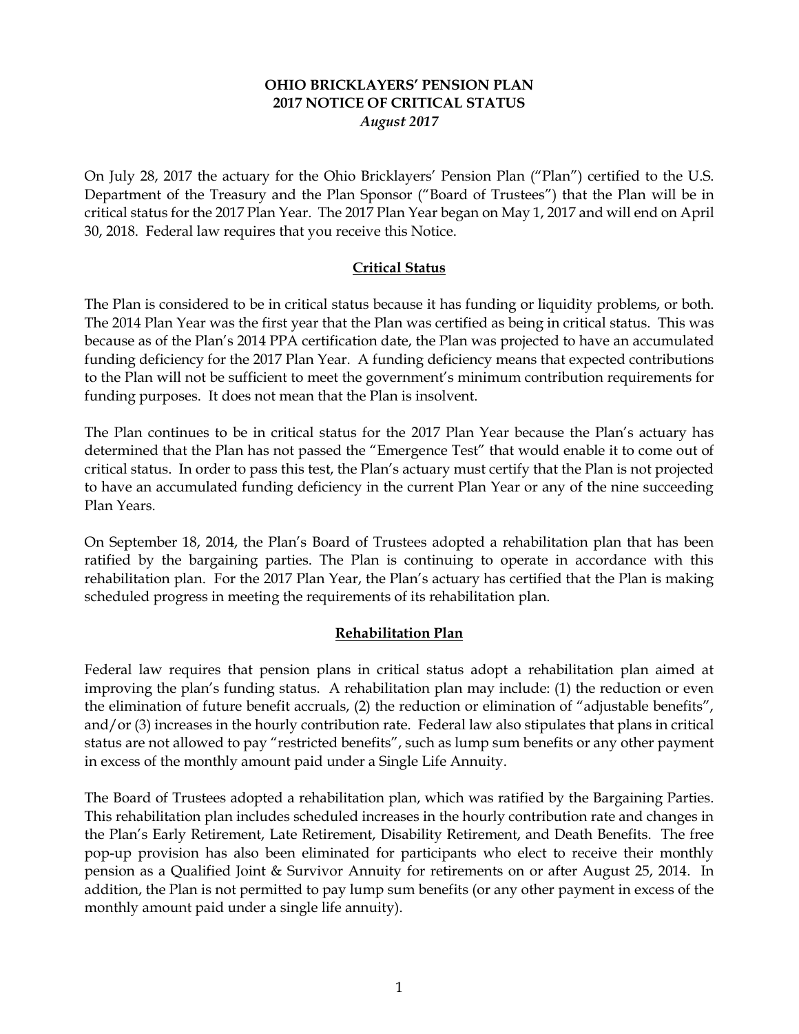# OHIO BRICKLAYERS' PENSION PLAN
## 2017 NOTICE OF CRITICAL STATUS
*August 2017*

On July 28, 2017 the actuary for the Ohio Bricklayers' Pension Plan ("Plan") certified to the U.S. Department of the Treasury and the Plan Sponsor ("Board of Trustees") that the Plan will be in critical status for the 2017 Plan Year. The 2017 Plan Year began on May 1, 2017 and will end on April 30, 2018. Federal law requires that you receive this Notice.

### Critical Status

The Plan is considered to be in critical status because it has funding or liquidity problems, or both. The 2014 Plan Year was the first year that the Plan was certified as being in critical status. This was because as of the Plan's 2014 PPA certification date, the Plan was projected to have an accumulated funding deficiency for the 2017 Plan Year. A funding deficiency means that expected contributions to the Plan will not be sufficient to meet the government's minimum contribution requirements for funding purposes. It does not mean that the Plan is insolvent.

The Plan continues to be in critical status for the 2017 Plan Year because the Plan's actuary has determined that the Plan has not passed the "Emergence Test" that would enable it to come out of critical status. In order to pass this test, the Plan's actuary must certify that the Plan is not projected to have an accumulated funding deficiency in the current Plan Year or any of the nine succeeding Plan Years.

On September 18, 2014, the Plan's Board of Trustees adopted a rehabilitation plan that has been ratified by the bargaining parties. The Plan is continuing to operate in accordance with this rehabilitation plan. For the 2017 Plan Year, the Plan's actuary has certified that the Plan is making scheduled progress in meeting the requirements of its rehabilitation plan.

### Rehabilitation Plan

Federal law requires that pension plans in critical status adopt a rehabilitation plan aimed at improving the plan's funding status. A rehabilitation plan may include: (1) the reduction or even the elimination of future benefit accruals, (2) the reduction or elimination of "adjustable benefits", and/or (3) increases in the hourly contribution rate. Federal law also stipulates that plans in critical status are not allowed to pay "restricted benefits", such as lump sum benefits or any other payment in excess of the monthly amount paid under a Single Life Annuity.

The Board of Trustees adopted a rehabilitation plan, which was ratified by the Bargaining Parties. This rehabilitation plan includes scheduled increases in the hourly contribution rate and changes in the Plan's Early Retirement, Late Retirement, Disability Retirement, and Death Benefits. The free pop-up provision has also been eliminated for participants who elect to receive their monthly pension as a Qualified Joint & Survivor Annuity for retirements on or after August 25, 2014. In addition, the Plan is not permitted to pay lump sum benefits (or any other payment in excess of the monthly amount paid under a single life annuity).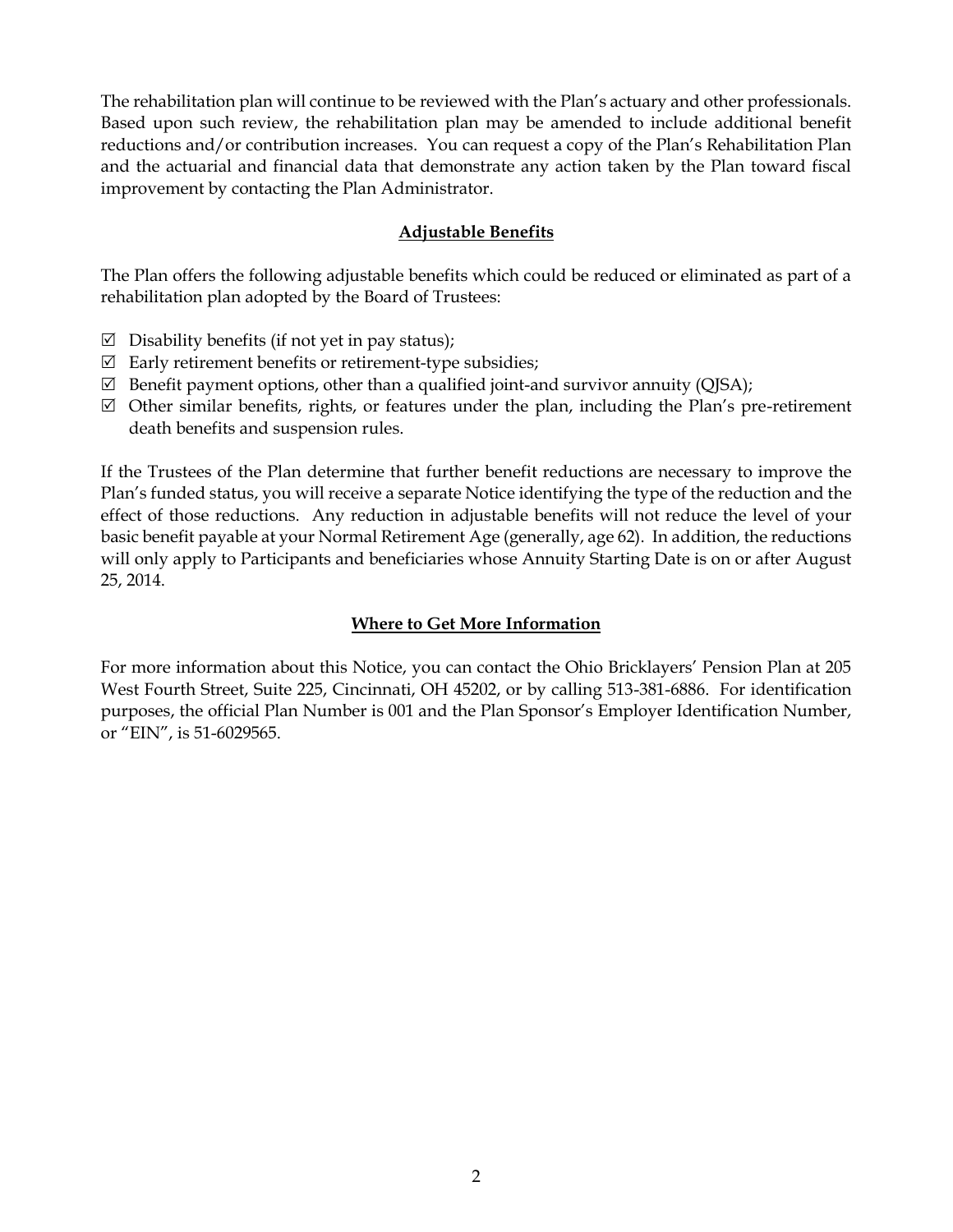The rehabilitation plan will continue to be reviewed with the Plan's actuary and other professionals. Based upon such review, the rehabilitation plan may be amended to include additional benefit reductions and/or contribution increases. You can request a copy of the Plan's Rehabilitation Plan and the actuarial and financial data that demonstrate any action taken by the Plan toward fiscal improvement by contacting the Plan Administrator.

## Adjustable Benefits

The Plan offers the following adjustable benefits which could be reduced or eliminated as part of a rehabilitation plan adopted by the Board of Trustees:

- ☑ Disability benefits (if not yet in pay status);
- ☑ Early retirement benefits or retirement-type subsidies;
- ☑ Benefit payment options, other than a qualified joint-and survivor annuity (QJSA);
- ☑ Other similar benefits, rights, or features under the plan, including the Plan's pre-retirement death benefits and suspension rules.

If the Trustees of the Plan determine that further benefit reductions are necessary to improve the Plan's funded status, you will receive a separate Notice identifying the type of the reduction and the effect of those reductions. Any reduction in adjustable benefits will not reduce the level of your basic benefit payable at your Normal Retirement Age (generally, age 62). In addition, the reductions will only apply to Participants and beneficiaries whose Annuity Starting Date is on or after August 25, 2014.

## Where to Get More Information

For more information about this Notice, you can contact the Ohio Bricklayers' Pension Plan at 205 West Fourth Street, Suite 225, Cincinnati, OH 45202, or by calling 513-381-6886. For identification purposes, the official Plan Number is 001 and the Plan Sponsor's Employer Identification Number, or "EIN", is 51-6029565.